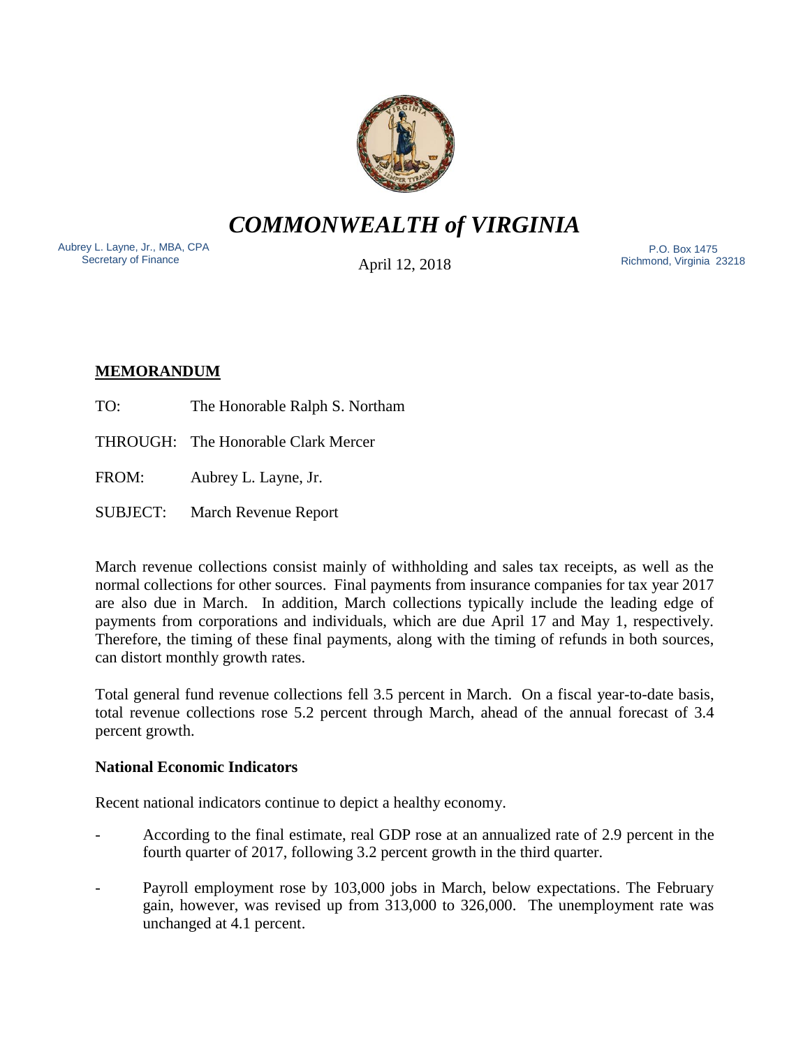# *COMMONWEALTH of VIRGINIA*

Aubrey L. Layne, Jr., MBA, CPA
Secretary of Finance

April 12, 2018

P.O. Box 1475
Richmond, Virginia 23218

**MEMORANDUM**

TO: The Honorable Ralph S. Northam

THROUGH: The Honorable Clark Mercer

FROM: Aubrey L. Layne, Jr.

SUBJECT: March Revenue Report

March revenue collections consist mainly of withholding and sales tax receipts, as well as the normal collections for other sources. Final payments from insurance companies for tax year 2017 are also due in March. In addition, March collections typically include the leading edge of payments from corporations and individuals, which are due April 17 and May 1, respectively. Therefore, the timing of these final payments, along with the timing of refunds in both sources, can distort monthly growth rates.

Total general fund revenue collections fell 3.5 percent in March. On a fiscal year-to-date basis, total revenue collections rose 5.2 percent through March, ahead of the annual forecast of 3.4 percent growth.

**National Economic Indicators**

Recent national indicators continue to depict a healthy economy.

- According to the final estimate, real GDP rose at an annualized rate of 2.9 percent in the fourth quarter of 2017, following 3.2 percent growth in the third quarter.
- Payroll employment rose by 103,000 jobs in March, below expectations. The February gain, however, was revised up from 313,000 to 326,000. The unemployment rate was unchanged at 4.1 percent.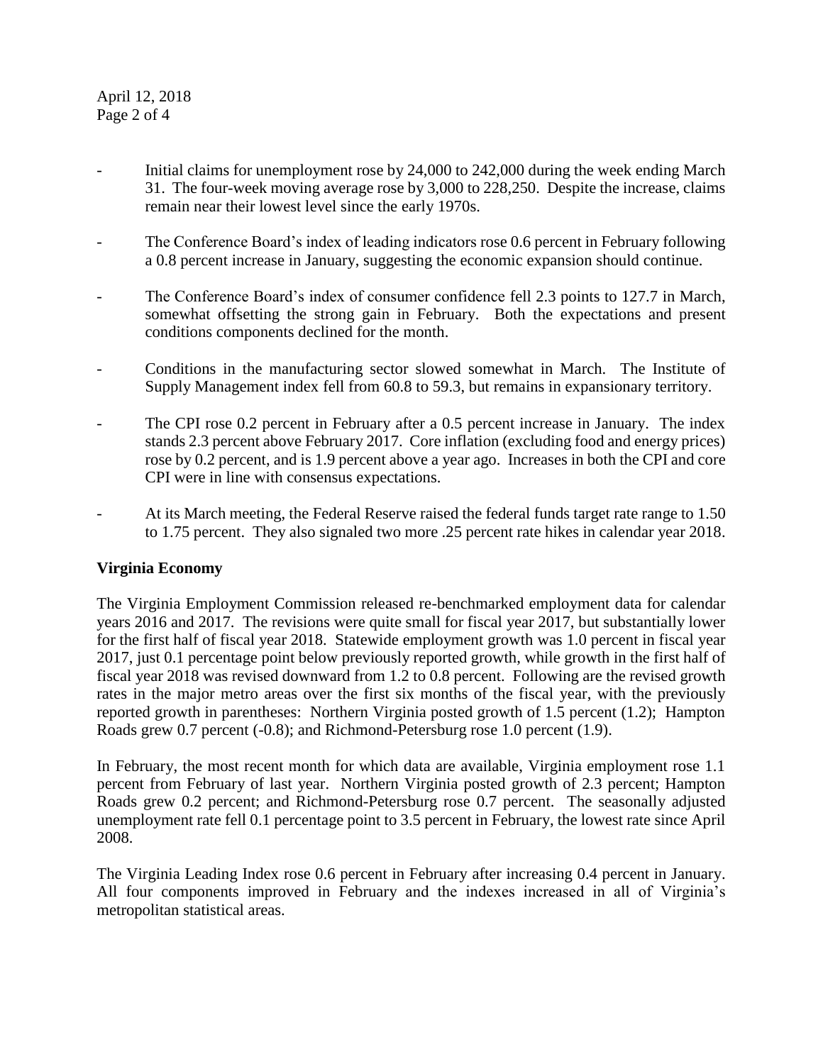- Initial claims for unemployment rose by 24,000 to 242,000 during the week ending March 31. The four-week moving average rose by 3,000 to 228,250. Despite the increase, claims remain near their lowest level since the early 1970s.

- The Conference Board's index of leading indicators rose 0.6 percent in February following a 0.8 percent increase in January, suggesting the economic expansion should continue.

- The Conference Board's index of consumer confidence fell 2.3 points to 127.7 in March, somewhat offsetting the strong gain in February. Both the expectations and present conditions components declined for the month.

- Conditions in the manufacturing sector slowed somewhat in March. The Institute of Supply Management index fell from 60.8 to 59.3, but remains in expansionary territory.

- The CPI rose 0.2 percent in February after a 0.5 percent increase in January. The index stands 2.3 percent above February 2017. Core inflation (excluding food and energy prices) rose by 0.2 percent, and is 1.9 percent above a year ago. Increases in both the CPI and core CPI were in line with consensus expectations.

- At its March meeting, the Federal Reserve raised the federal funds target rate range to 1.50 to 1.75 percent. They also signaled two more .25 percent rate hikes in calendar year 2018.

**Virginia Economy**

The Virginia Employment Commission released re-benchmarked employment data for calendar years 2016 and 2017. The revisions were quite small for fiscal year 2017, but substantially lower for the first half of fiscal year 2018. Statewide employment growth was 1.0 percent in fiscal year 2017, just 0.1 percentage point below previously reported growth, while growth in the first half of fiscal year 2018 was revised downward from 1.2 to 0.8 percent. Following are the revised growth rates in the major metro areas over the first six months of the fiscal year, with the previously reported growth in parentheses: Northern Virginia posted growth of 1.5 percent (1.2); Hampton Roads grew 0.7 percent (-0.8); and Richmond-Petersburg rose 1.0 percent (1.9).

In February, the most recent month for which data are available, Virginia employment rose 1.1 percent from February of last year. Northern Virginia posted growth of 2.3 percent; Hampton Roads grew 0.2 percent; and Richmond-Petersburg rose 0.7 percent. The seasonally adjusted unemployment rate fell 0.1 percentage point to 3.5 percent in February, the lowest rate since April 2008.

The Virginia Leading Index rose 0.6 percent in February after increasing 0.4 percent in January. All four components improved in February and the indexes increased in all of Virginia's metropolitan statistical areas.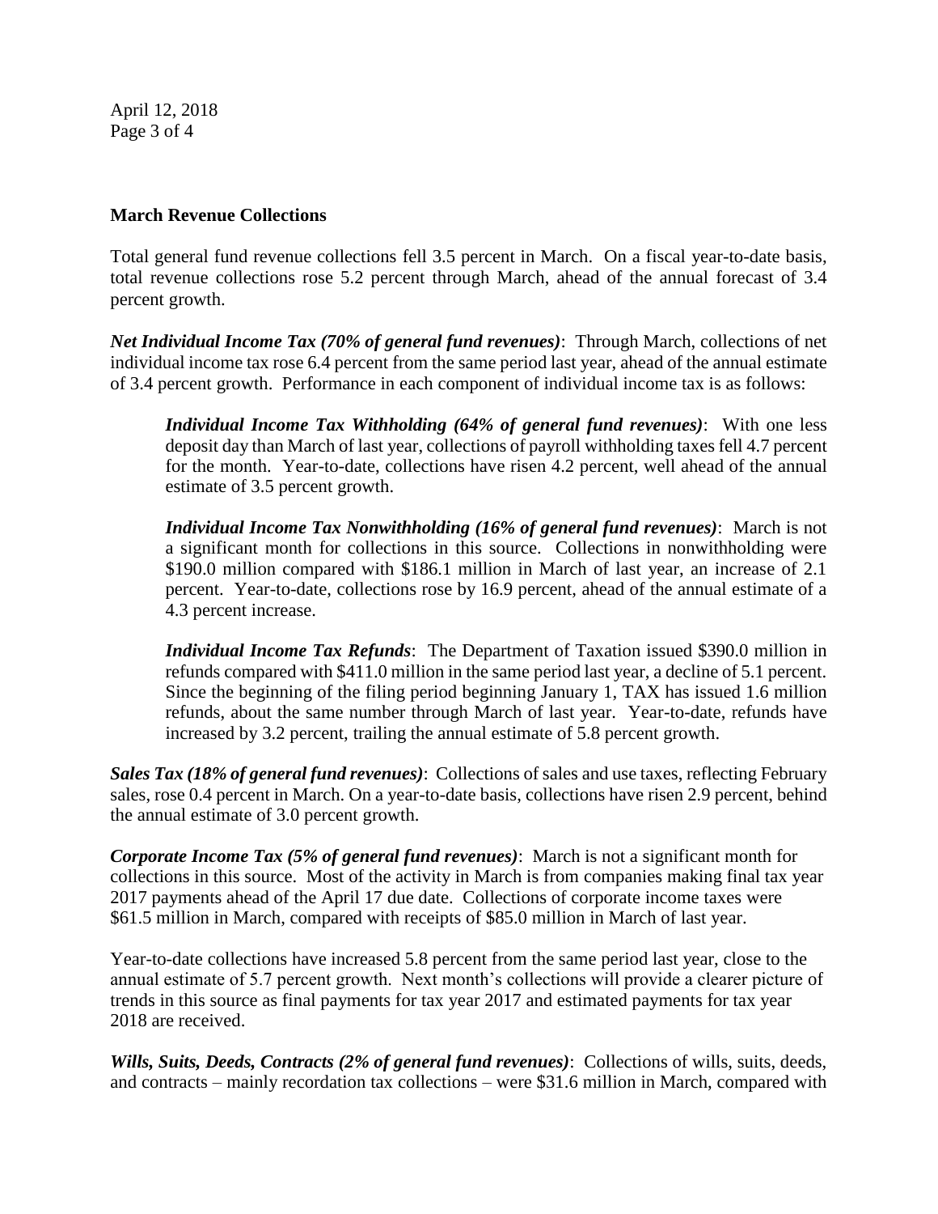**March Revenue Collections**

Total general fund revenue collections fell 3.5 percent in March. On a fiscal year-to-date basis, total revenue collections rose 5.2 percent through March, ahead of the annual forecast of 3.4 percent growth.

***Net Individual Income Tax (70% of general fund revenues)***: Through March, collections of net individual income tax rose 6.4 percent from the same period last year, ahead of the annual estimate of 3.4 percent growth. Performance in each component of individual income tax is as follows:

> ***Individual Income Tax Withholding (64% of general fund revenues)***: With one less deposit day than March of last year, collections of payroll withholding taxes fell 4.7 percent for the month. Year-to-date, collections have risen 4.2 percent, well ahead of the annual estimate of 3.5 percent growth.
>
> ***Individual Income Tax Nonwithholding (16% of general fund revenues)***: March is not a significant month for collections in this source. Collections in nonwithholding were \$190.0 million compared with \$186.1 million in March of last year, an increase of 2.1 percent. Year-to-date, collections rose by 16.9 percent, ahead of the annual estimate of a 4.3 percent increase.
>
> ***Individual Income Tax Refunds***: The Department of Taxation issued \$390.0 million in refunds compared with \$411.0 million in the same period last year, a decline of 5.1 percent. Since the beginning of the filing period beginning January 1, TAX has issued 1.6 million refunds, about the same number through March of last year. Year-to-date, refunds have increased by 3.2 percent, trailing the annual estimate of 5.8 percent growth.

***Sales Tax (18% of general fund revenues)***: Collections of sales and use taxes, reflecting February sales, rose 0.4 percent in March. On a year-to-date basis, collections have risen 2.9 percent, behind the annual estimate of 3.0 percent growth.

***Corporate Income Tax (5% of general fund revenues)***: March is not a significant month for collections in this source. Most of the activity in March is from companies making final tax year 2017 payments ahead of the April 17 due date. Collections of corporate income taxes were \$61.5 million in March, compared with receipts of \$85.0 million in March of last year.

Year-to-date collections have increased 5.8 percent from the same period last year, close to the annual estimate of 5.7 percent growth. Next month's collections will provide a clearer picture of trends in this source as final payments for tax year 2017 and estimated payments for tax year 2018 are received.

***Wills, Suits, Deeds, Contracts (2% of general fund revenues)***: Collections of wills, suits, deeds, and contracts – mainly recordation tax collections – were \$31.6 million in March, compared with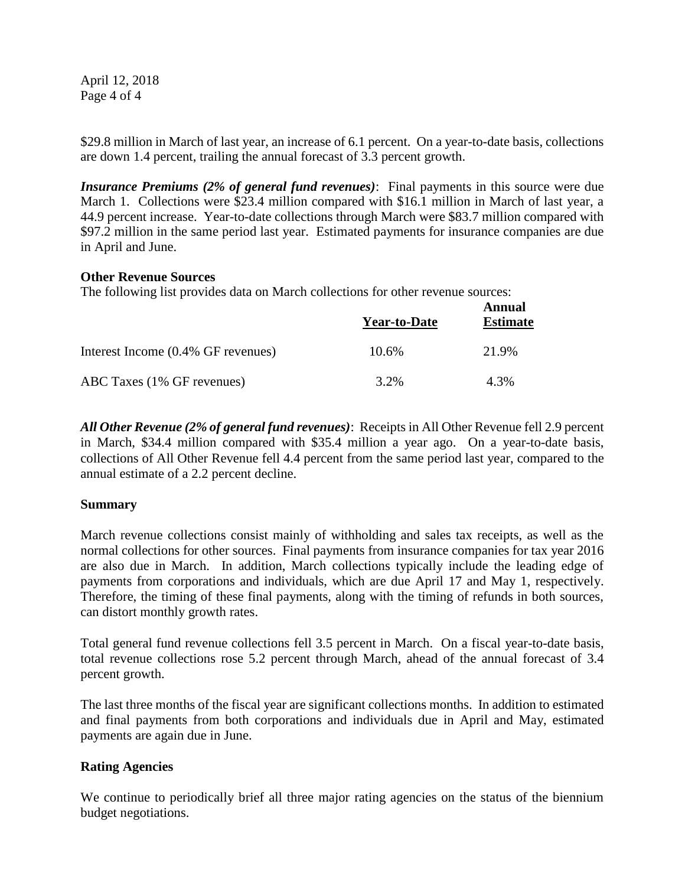$29.8 million in March of last year, an increase of 6.1 percent. On a year-to-date basis, collections are down 1.4 percent, trailing the annual forecast of 3.3 percent growth.

***Insurance Premiums (2% of general fund revenues)***: Final payments in this source were due March 1. Collections were $23.4 million compared with $16.1 million in March of last year, a 44.9 percent increase. Year-to-date collections through March were $83.7 million compared with $97.2 million in the same period last year. Estimated payments for insurance companies are due in April and June.

**Other Revenue Sources**

The following list provides data on March collections for other revenue sources:

| | Year-to-Date | Annual Estimate |
|---|---|---|
| Interest Income (0.4% GF revenues) | 10.6% | 21.9% |
| ABC Taxes (1% GF revenues) | 3.2% | 4.3% |

***All Other Revenue (2% of general fund revenues)***: Receipts in All Other Revenue fell 2.9 percent in March, $34.4 million compared with $35.4 million a year ago. On a year-to-date basis, collections of All Other Revenue fell 4.4 percent from the same period last year, compared to the annual estimate of a 2.2 percent decline.

**Summary**

March revenue collections consist mainly of withholding and sales tax receipts, as well as the normal collections for other sources. Final payments from insurance companies for tax year 2016 are also due in March. In addition, March collections typically include the leading edge of payments from corporations and individuals, which are due April 17 and May 1, respectively. Therefore, the timing of these final payments, along with the timing of refunds in both sources, can distort monthly growth rates.

Total general fund revenue collections fell 3.5 percent in March. On a fiscal year-to-date basis, total revenue collections rose 5.2 percent through March, ahead of the annual forecast of 3.4 percent growth.

The last three months of the fiscal year are significant collections months. In addition to estimated and final payments from both corporations and individuals due in April and May, estimated payments are again due in June.

**Rating Agencies**

We continue to periodically brief all three major rating agencies on the status of the biennium budget negotiations.